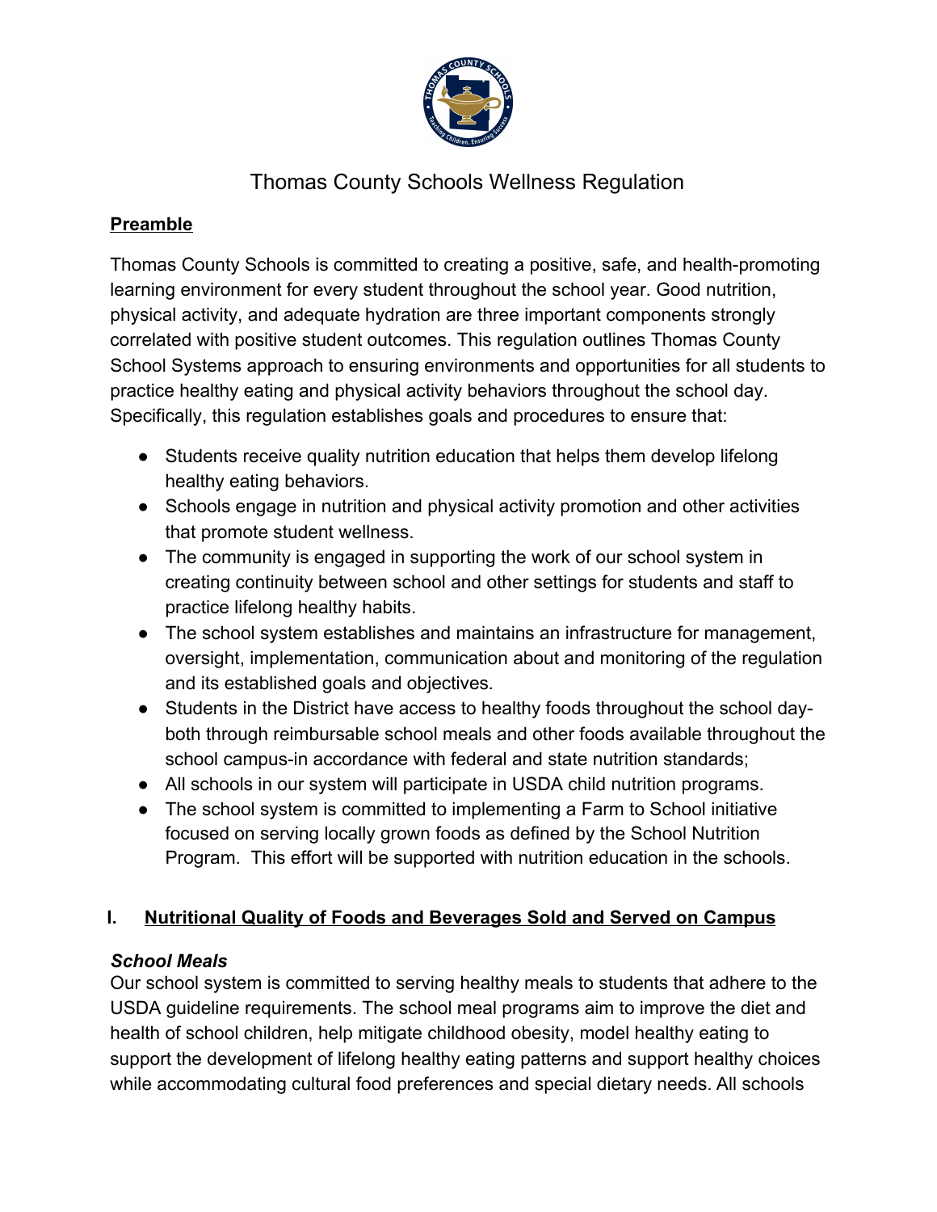# Thomas County Schools Wellness Regulation

## Preamble

Thomas County Schools is committed to creating a positive, safe, and health-promoting learning environment for every student throughout the school year. Good nutrition, physical activity, and adequate hydration are three important components strongly correlated with positive student outcomes. This regulation outlines Thomas County School Systems approach to ensuring environments and opportunities for all students to practice healthy eating and physical activity behaviors throughout the school day. Specifically, this regulation establishes goals and procedures to ensure that:

- Students receive quality nutrition education that helps them develop lifelong healthy eating behaviors.
- Schools engage in nutrition and physical activity promotion and other activities that promote student wellness.
- The community is engaged in supporting the work of our school system in creating continuity between school and other settings for students and staff to practice lifelong healthy habits.
- The school system establishes and maintains an infrastructure for management, oversight, implementation, communication about and monitoring of the regulation and its established goals and objectives.
- Students in the District have access to healthy foods throughout the school day-both through reimbursable school meals and other foods available throughout the school campus-in accordance with federal and state nutrition standards;
- All schools in our system will participate in USDA child nutrition programs.
- The school system is committed to implementing a Farm to School initiative focused on serving locally grown foods as defined by the School Nutrition Program. This effort will be supported with nutrition education in the schools.

## I. Nutritional Quality of Foods and Beverages Sold and Served on Campus

### *School Meals*

Our school system is committed to serving healthy meals to students that adhere to the USDA guideline requirements. The school meal programs aim to improve the diet and health of school children, help mitigate childhood obesity, model healthy eating to support the development of lifelong healthy eating patterns and support healthy choices while accommodating cultural food preferences and special dietary needs. All schools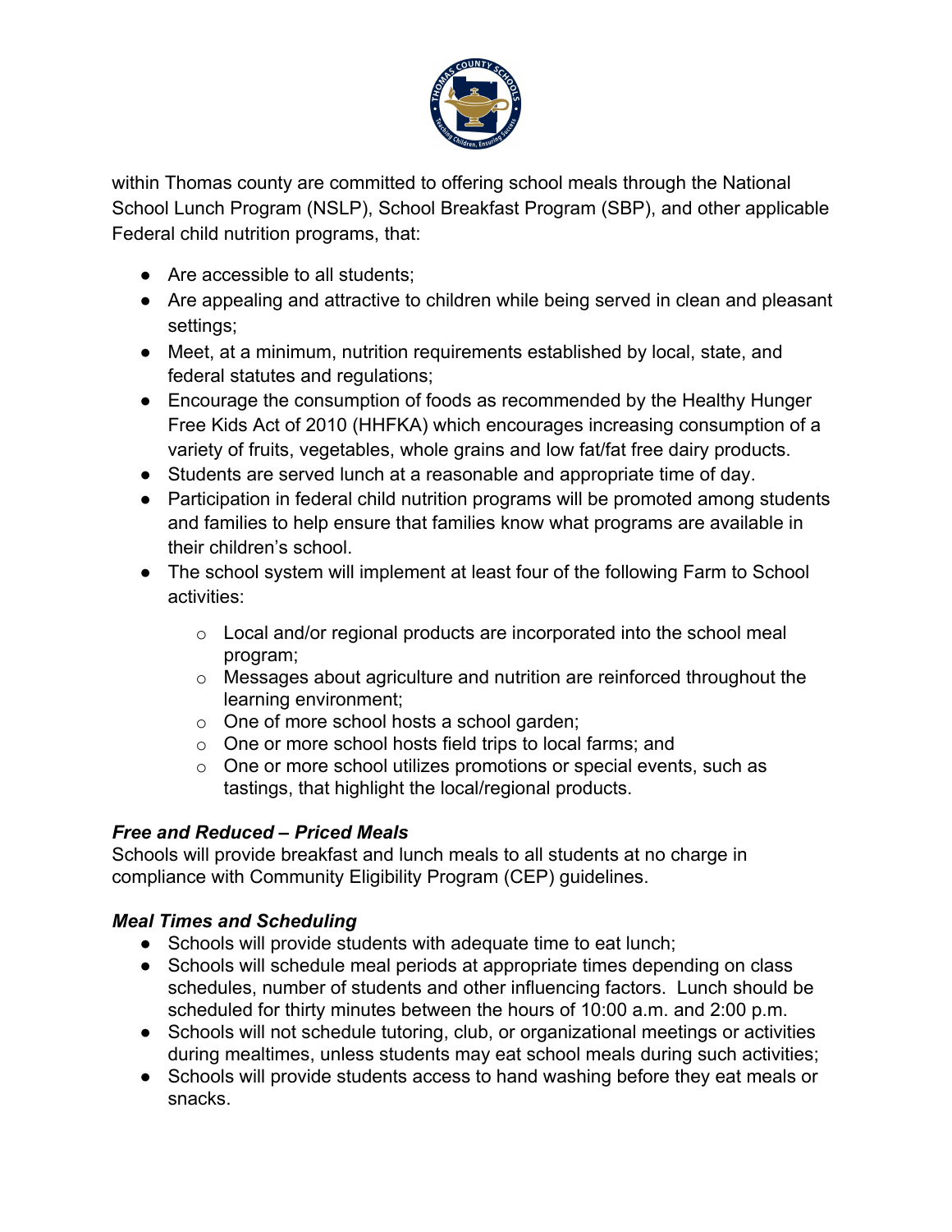within Thomas county are committed to offering school meals through the National School Lunch Program (NSLP), School Breakfast Program (SBP), and other applicable Federal child nutrition programs, that:

- Are accessible to all students;
- Are appealing and attractive to children while being served in clean and pleasant settings;
- Meet, at a minimum, nutrition requirements established by local, state, and federal statutes and regulations;
- Encourage the consumption of foods as recommended by the Healthy Hunger Free Kids Act of 2010 (HHFKA) which encourages increasing consumption of a variety of fruits, vegetables, whole grains and low fat/fat free dairy products.
- Students are served lunch at a reasonable and appropriate time of day.
- Participation in federal child nutrition programs will be promoted among students and families to help ensure that families know what programs are available in their children's school.
- The school system will implement at least four of the following Farm to School activities:
    - Local and/or regional products are incorporated into the school meal program;
    - Messages about agriculture and nutrition are reinforced throughout the learning environment;
    - One of more school hosts a school garden;
    - One or more school hosts field trips to local farms; and
    - One or more school utilizes promotions or special events, such as tastings, that highlight the local/regional products.

***Free and Reduced – Priced Meals***

Schools will provide breakfast and lunch meals to all students at no charge in compliance with Community Eligibility Program (CEP) guidelines.

***Meal Times and Scheduling***

- Schools will provide students with adequate time to eat lunch;
- Schools will schedule meal periods at appropriate times depending on class schedules, number of students and other influencing factors. Lunch should be scheduled for thirty minutes between the hours of 10:00 a.m. and 2:00 p.m.
- Schools will not schedule tutoring, club, or organizational meetings or activities during mealtimes, unless students may eat school meals during such activities;
- Schools will provide students access to hand washing before they eat meals or snacks.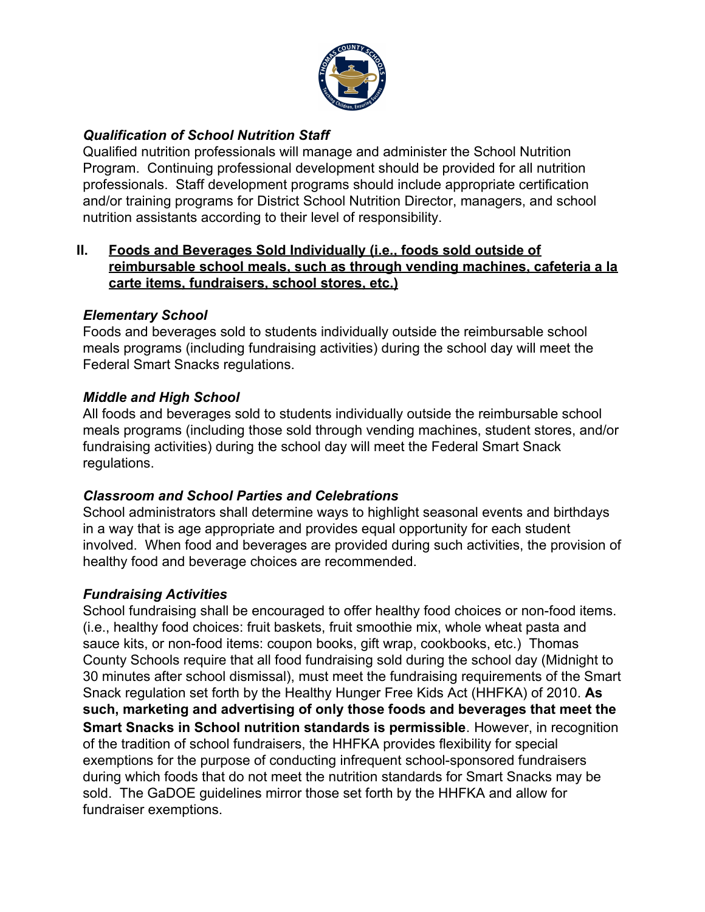### *Qualification of School Nutrition Staff*

Qualified nutrition professionals will manage and administer the School Nutrition Program. Continuing professional development should be provided for all nutrition professionals. Staff development programs should include appropriate certification and/or training programs for District School Nutrition Director, managers, and school nutrition assistants according to their level of responsibility.

## II. Foods and Beverages Sold Individually (i.e., foods sold outside of reimbursable school meals, such as through vending machines, cafeteria a la carte items, fundraisers, school stores, etc.)

### *Elementary School*

Foods and beverages sold to students individually outside the reimbursable school meals programs (including fundraising activities) during the school day will meet the Federal Smart Snacks regulations.

### *Middle and High School*

All foods and beverages sold to students individually outside the reimbursable school meals programs (including those sold through vending machines, student stores, and/or fundraising activities) during the school day will meet the Federal Smart Snack regulations.

### *Classroom and School Parties and Celebrations*

School administrators shall determine ways to highlight seasonal events and birthdays in a way that is age appropriate and provides equal opportunity for each student involved. When food and beverages are provided during such activities, the provision of healthy food and beverage choices are recommended.

### *Fundraising Activities*

School fundraising shall be encouraged to offer healthy food choices or non-food items. (i.e., healthy food choices: fruit baskets, fruit smoothie mix, whole wheat pasta and sauce kits, or non-food items: coupon books, gift wrap, cookbooks, etc.) Thomas County Schools require that all food fundraising sold during the school day (Midnight to 30 minutes after school dismissal), must meet the fundraising requirements of the Smart Snack regulation set forth by the Healthy Hunger Free Kids Act (HHFKA) of 2010. **As such, marketing and advertising of only those foods and beverages that meet the Smart Snacks in School nutrition standards is permissible**. However, in recognition of the tradition of school fundraisers, the HHFKA provides flexibility for special exemptions for the purpose of conducting infrequent school-sponsored fundraisers during which foods that do not meet the nutrition standards for Smart Snacks may be sold. The GaDOE guidelines mirror those set forth by the HHFKA and allow for fundraiser exemptions.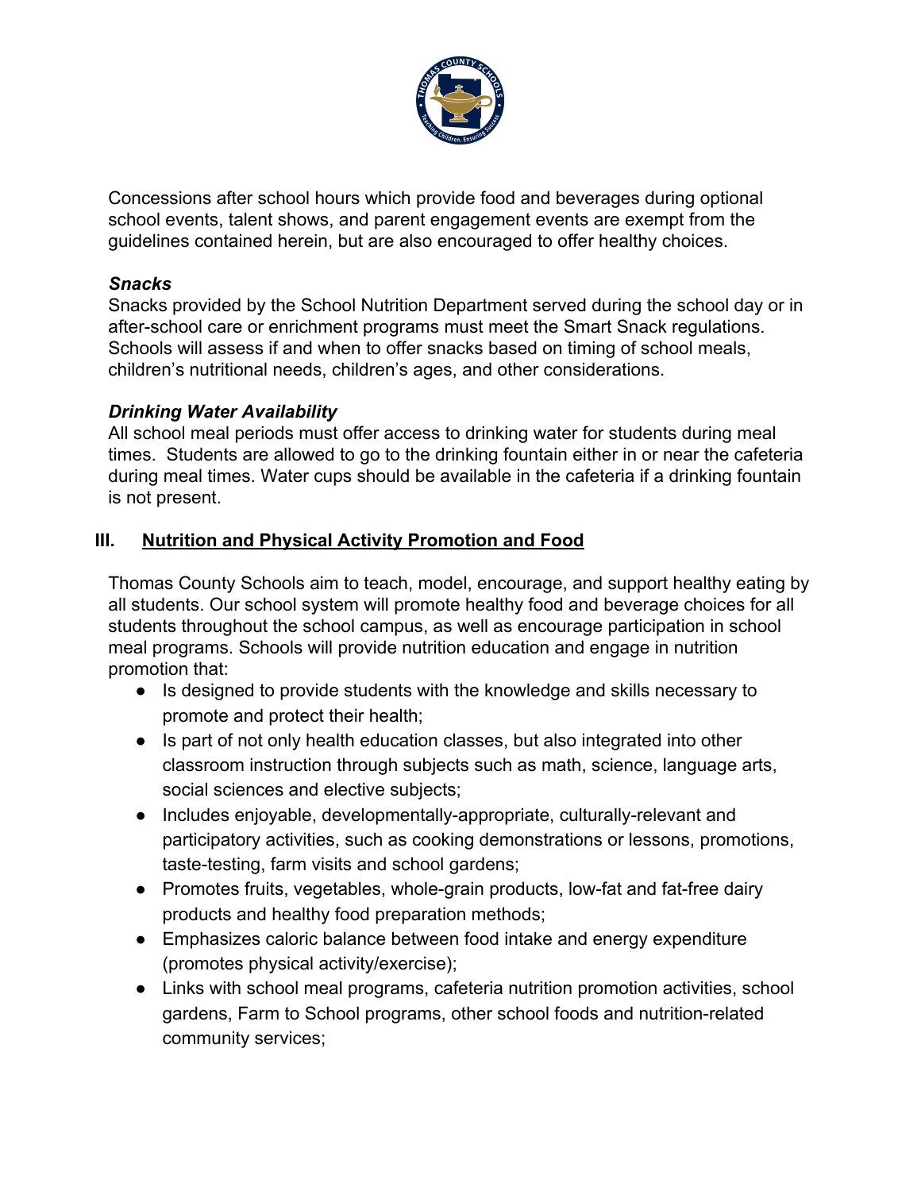Concessions after school hours which provide food and beverages during optional school events, talent shows, and parent engagement events are exempt from the guidelines contained herein, but are also encouraged to offer healthy choices.

***Snacks***

Snacks provided by the School Nutrition Department served during the school day or in after-school care or enrichment programs must meet the Smart Snack regulations. Schools will assess if and when to offer snacks based on timing of school meals, children's nutritional needs, children's ages, and other considerations.

***Drinking Water Availability***

All school meal periods must offer access to drinking water for students during meal times. Students are allowed to go to the drinking fountain either in or near the cafeteria during meal times. Water cups should be available in the cafeteria if a drinking fountain is not present.

## III. Nutrition and Physical Activity Promotion and Food

Thomas County Schools aim to teach, model, encourage, and support healthy eating by all students. Our school system will promote healthy food and beverage choices for all students throughout the school campus, as well as encourage participation in school meal programs. Schools will provide nutrition education and engage in nutrition promotion that:

- Is designed to provide students with the knowledge and skills necessary to promote and protect their health;
- Is part of not only health education classes, but also integrated into other classroom instruction through subjects such as math, science, language arts, social sciences and elective subjects;
- Includes enjoyable, developmentally-appropriate, culturally-relevant and participatory activities, such as cooking demonstrations or lessons, promotions, taste-testing, farm visits and school gardens;
- Promotes fruits, vegetables, whole-grain products, low-fat and fat-free dairy products and healthy food preparation methods;
- Emphasizes caloric balance between food intake and energy expenditure (promotes physical activity/exercise);
- Links with school meal programs, cafeteria nutrition promotion activities, school gardens, Farm to School programs, other school foods and nutrition-related community services;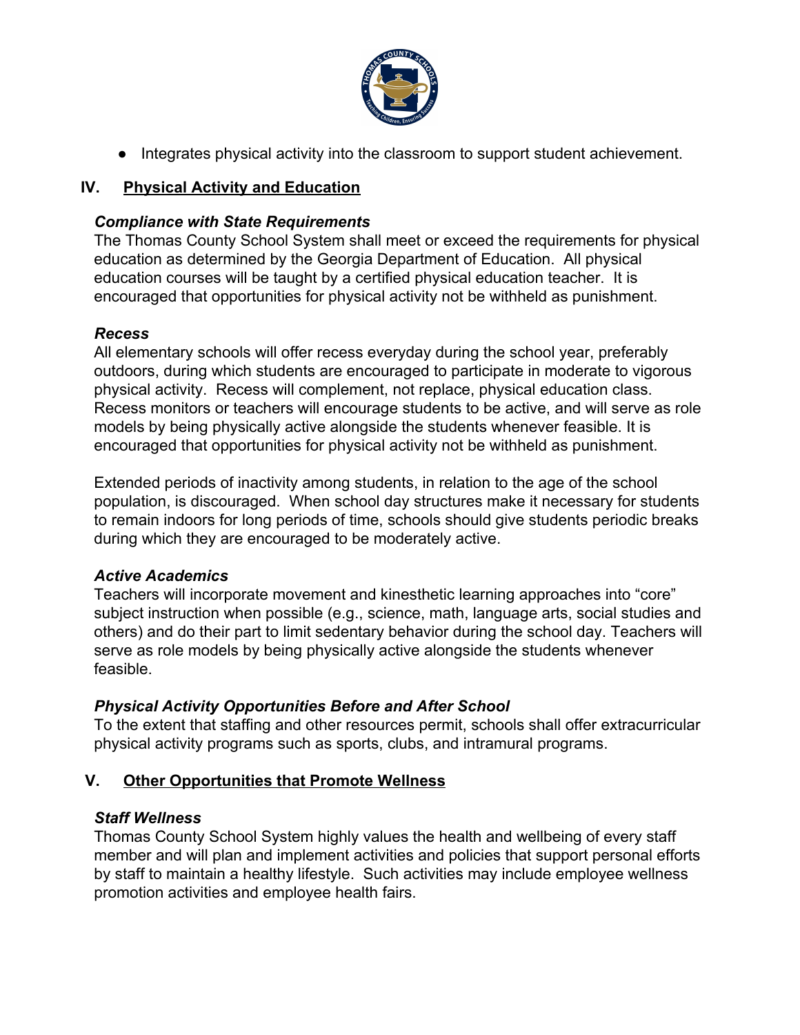- Integrates physical activity into the classroom to support student achievement.

## IV. Physical Activity and Education

### *Compliance with State Requirements*

The Thomas County School System shall meet or exceed the requirements for physical education as determined by the Georgia Department of Education. All physical education courses will be taught by a certified physical education teacher. It is encouraged that opportunities for physical activity not be withheld as punishment.

### *Recess*

All elementary schools will offer recess everyday during the school year, preferably outdoors, during which students are encouraged to participate in moderate to vigorous physical activity. Recess will complement, not replace, physical education class. Recess monitors or teachers will encourage students to be active, and will serve as role models by being physically active alongside the students whenever feasible. It is encouraged that opportunities for physical activity not be withheld as punishment.

Extended periods of inactivity among students, in relation to the age of the school population, is discouraged. When school day structures make it necessary for students to remain indoors for long periods of time, schools should give students periodic breaks during which they are encouraged to be moderately active.

### *Active Academics*

Teachers will incorporate movement and kinesthetic learning approaches into "core" subject instruction when possible (e.g., science, math, language arts, social studies and others) and do their part to limit sedentary behavior during the school day. Teachers will serve as role models by being physically active alongside the students whenever feasible.

### *Physical Activity Opportunities Before and After School*

To the extent that staffing and other resources permit, schools shall offer extracurricular physical activity programs such as sports, clubs, and intramural programs.

## V. Other Opportunities that Promote Wellness

### *Staff Wellness*

Thomas County School System highly values the health and wellbeing of every staff member and will plan and implement activities and policies that support personal efforts by staff to maintain a healthy lifestyle. Such activities may include employee wellness promotion activities and employee health fairs.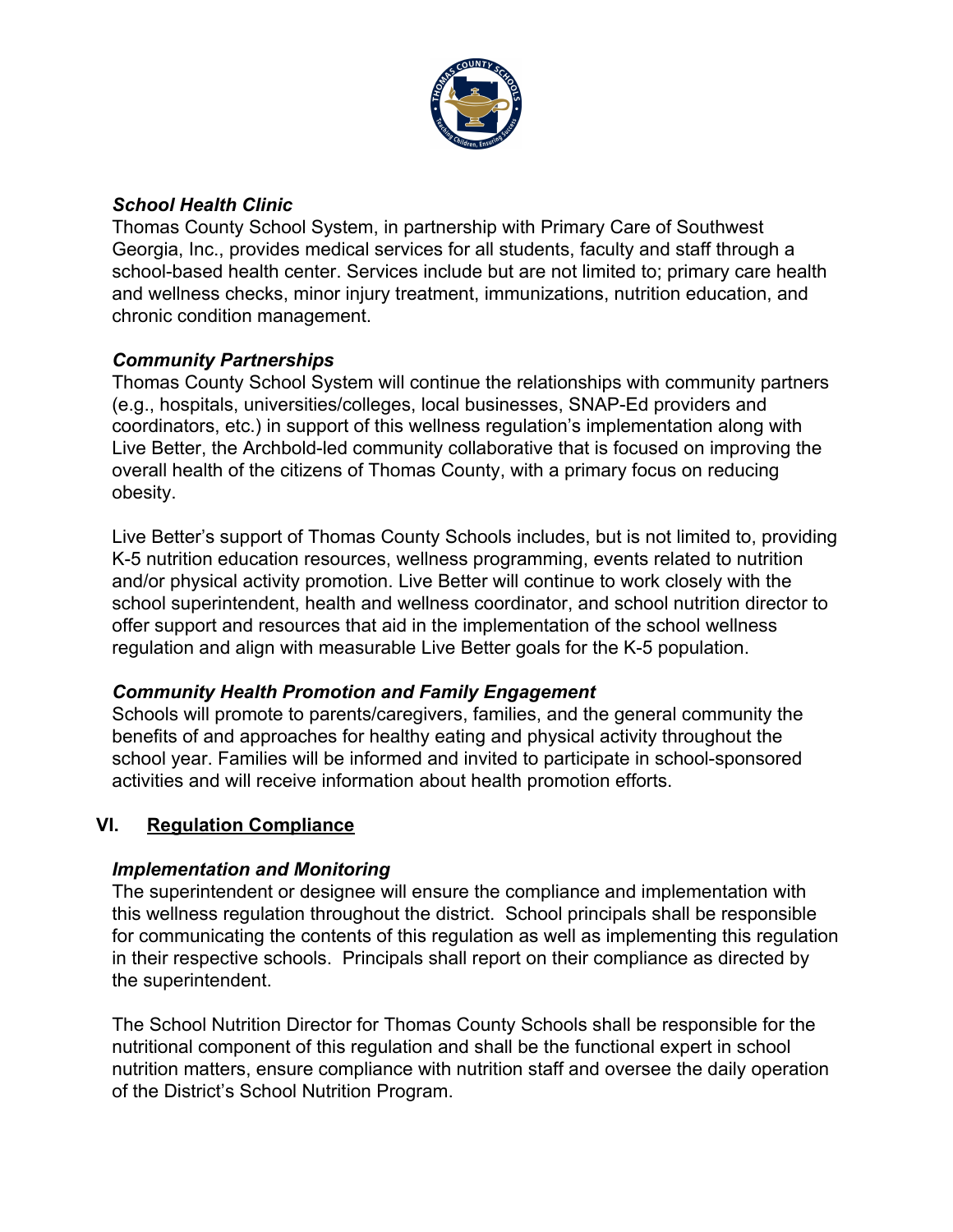***School Health Clinic***

Thomas County School System, in partnership with Primary Care of Southwest Georgia, Inc., provides medical services for all students, faculty and staff through a school-based health center. Services include but are not limited to; primary care health and wellness checks, minor injury treatment, immunizations, nutrition education, and chronic condition management.

***Community Partnerships***

Thomas County School System will continue the relationships with community partners (e.g., hospitals, universities/colleges, local businesses, SNAP-Ed providers and coordinators, etc.) in support of this wellness regulation's implementation along with Live Better, the Archbold-led community collaborative that is focused on improving the overall health of the citizens of Thomas County, with a primary focus on reducing obesity.

Live Better's support of Thomas County Schools includes, but is not limited to, providing K-5 nutrition education resources, wellness programming, events related to nutrition and/or physical activity promotion. Live Better will continue to work closely with the school superintendent, health and wellness coordinator, and school nutrition director to offer support and resources that aid in the implementation of the school wellness regulation and align with measurable Live Better goals for the K-5 population.

***Community Health Promotion and Family Engagement***

Schools will promote to parents/caregivers, families, and the general community the benefits of and approaches for healthy eating and physical activity throughout the school year. Families will be informed and invited to participate in school-sponsored activities and will receive information about health promotion efforts.

## VI. <u>Regulation Compliance</u>

***Implementation and Monitoring***

The superintendent or designee will ensure the compliance and implementation with this wellness regulation throughout the district. School principals shall be responsible for communicating the contents of this regulation as well as implementing this regulation in their respective schools. Principals shall report on their compliance as directed by the superintendent.

The School Nutrition Director for Thomas County Schools shall be responsible for the nutritional component of this regulation and shall be the functional expert in school nutrition matters, ensure compliance with nutrition staff and oversee the daily operation of the District's School Nutrition Program.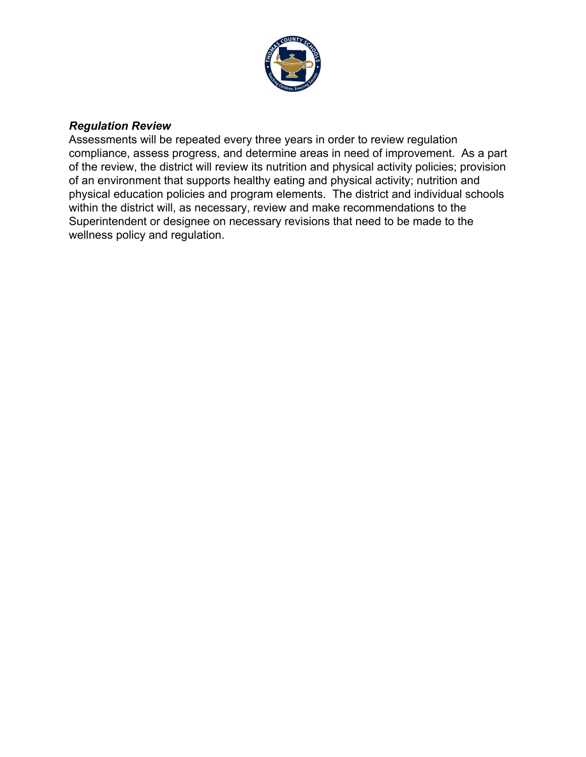***Regulation Review***

Assessments will be repeated every three years in order to review regulation compliance, assess progress, and determine areas in need of improvement. As a part of the review, the district will review its nutrition and physical activity policies; provision of an environment that supports healthy eating and physical activity; nutrition and physical education policies and program elements. The district and individual schools within the district will, as necessary, review and make recommendations to the Superintendent or designee on necessary revisions that need to be made to the wellness policy and regulation.